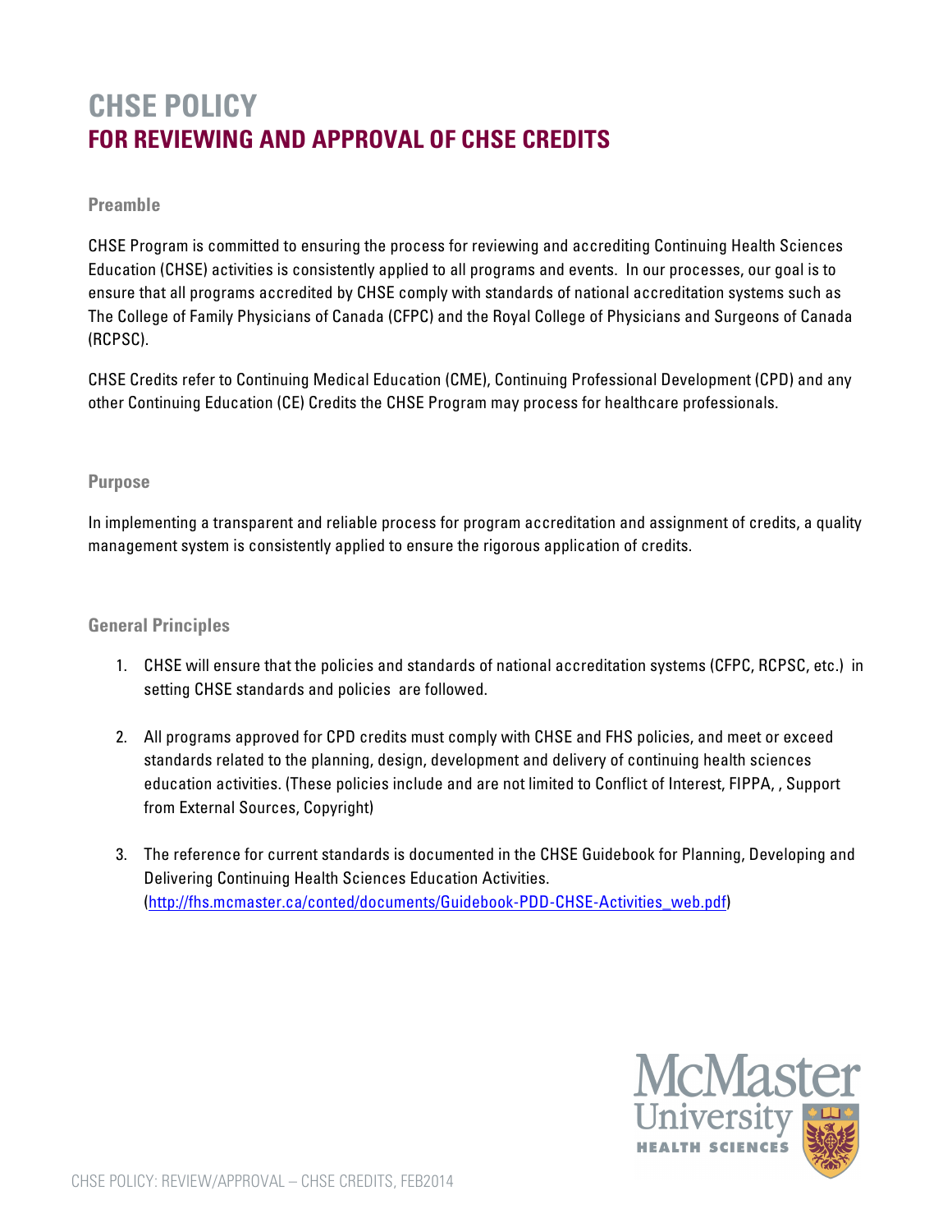# CHSE POLICY
## FOR REVIEWING AND APPROVAL OF CHSE CREDITS

### Preamble

CHSE Program is committed to ensuring the process for reviewing and accrediting Continuing Health Sciences Education (CHSE) activities is consistently applied to all programs and events. In our processes, our goal is to ensure that all programs accredited by CHSE comply with standards of national accreditation systems such as The College of Family Physicians of Canada (CFPC) and the Royal College of Physicians and Surgeons of Canada (RCPSC).

CHSE Credits refer to Continuing Medical Education (CME), Continuing Professional Development (CPD) and any other Continuing Education (CE) Credits the CHSE Program may process for healthcare professionals.

### Purpose

In implementing a transparent and reliable process for program accreditation and assignment of credits, a quality management system is consistently applied to ensure the rigorous application of credits.

### General Principles

1. CHSE will ensure that the policies and standards of national accreditation systems (CFPC, RCPSC, etc.) in setting CHSE standards and policies are followed.

2. All programs approved for CPD credits must comply with CHSE and FHS policies, and meet or exceed standards related to the planning, design, development and delivery of continuing health sciences education activities. (These policies include and are not limited to Conflict of Interest, FIPPA, , Support from External Sources, Copyright)

3. The reference for current standards is documented in the CHSE Guidebook for Planning, Developing and Delivering Continuing Health Sciences Education Activities. (http://fhs.mcmaster.ca/conted/documents/Guidebook-PDD-CHSE-Activities_web.pdf)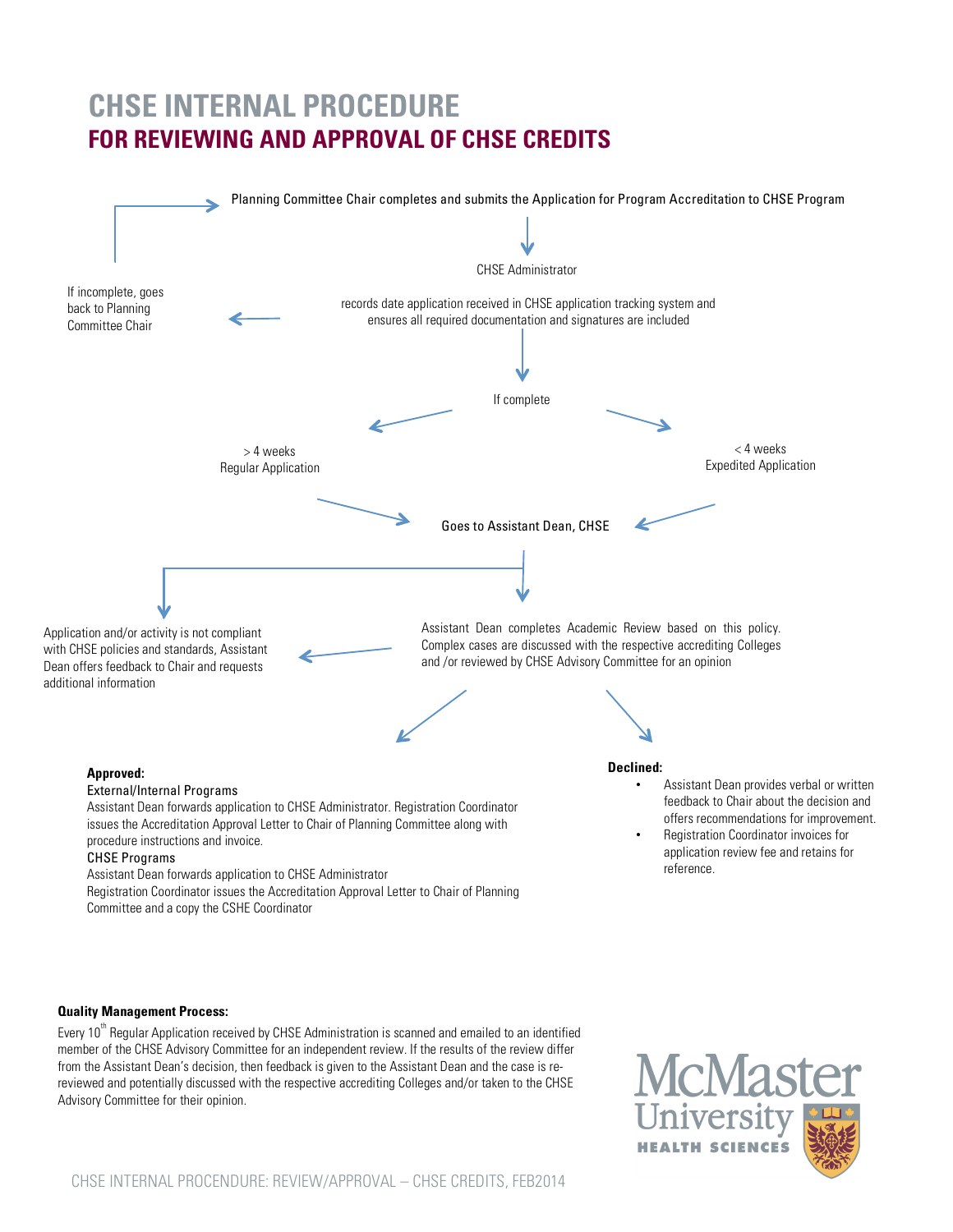# CHSE INTERNAL PROCEDURE
## FOR REVIEWING AND APPROVAL OF CHSE CREDITS

Planning Committee Chair completes and submits the Application for Program Accreditation to CHSE Program

CHSE Administrator

records date application received in CHSE application tracking system and ensures all required documentation and signatures are included

If incomplete, goes back to Planning Committee Chair

If complete

> 4 weeks
Regular Application

< 4 weeks
Expedited Application

Goes to Assistant Dean, CHSE

Application and/or activity is not compliant with CHSE policies and standards, Assistant Dean offers feedback to Chair and requests additional information

Assistant Dean completes Academic Review based on this policy. Complex cases are discussed with the respective accrediting Colleges and /or reviewed by CHSE Advisory Committee for an opinion

**Approved:**

External/Internal Programs

Assistant Dean forwards application to CHSE Administrator. Registration Coordinator issues the Accreditation Approval Letter to Chair of Planning Committee along with procedure instructions and invoice.

CHSE Programs

Assistant Dean forwards application to CHSE Administrator

Registration Coordinator issues the Accreditation Approval Letter to Chair of Planning Committee and a copy the CSHE Coordinator

**Declined:**

- Assistant Dean provides verbal or written feedback to Chair about the decision and offers recommendations for improvement.
- Registration Coordinator invoices for application review fee and retains for reference.

**Quality Management Process:**

Every 10th Regular Application received by CHSE Administration is scanned and emailed to an identified member of the CHSE Advisory Committee for an independent review. If the results of the review differ from the Assistant Dean's decision, then feedback is given to the Assistant Dean and the case is re-reviewed and potentially discussed with the respective accrediting Colleges and/or taken to the CHSE Advisory Committee for their opinion.

McMaster University HEALTH SCIENCES